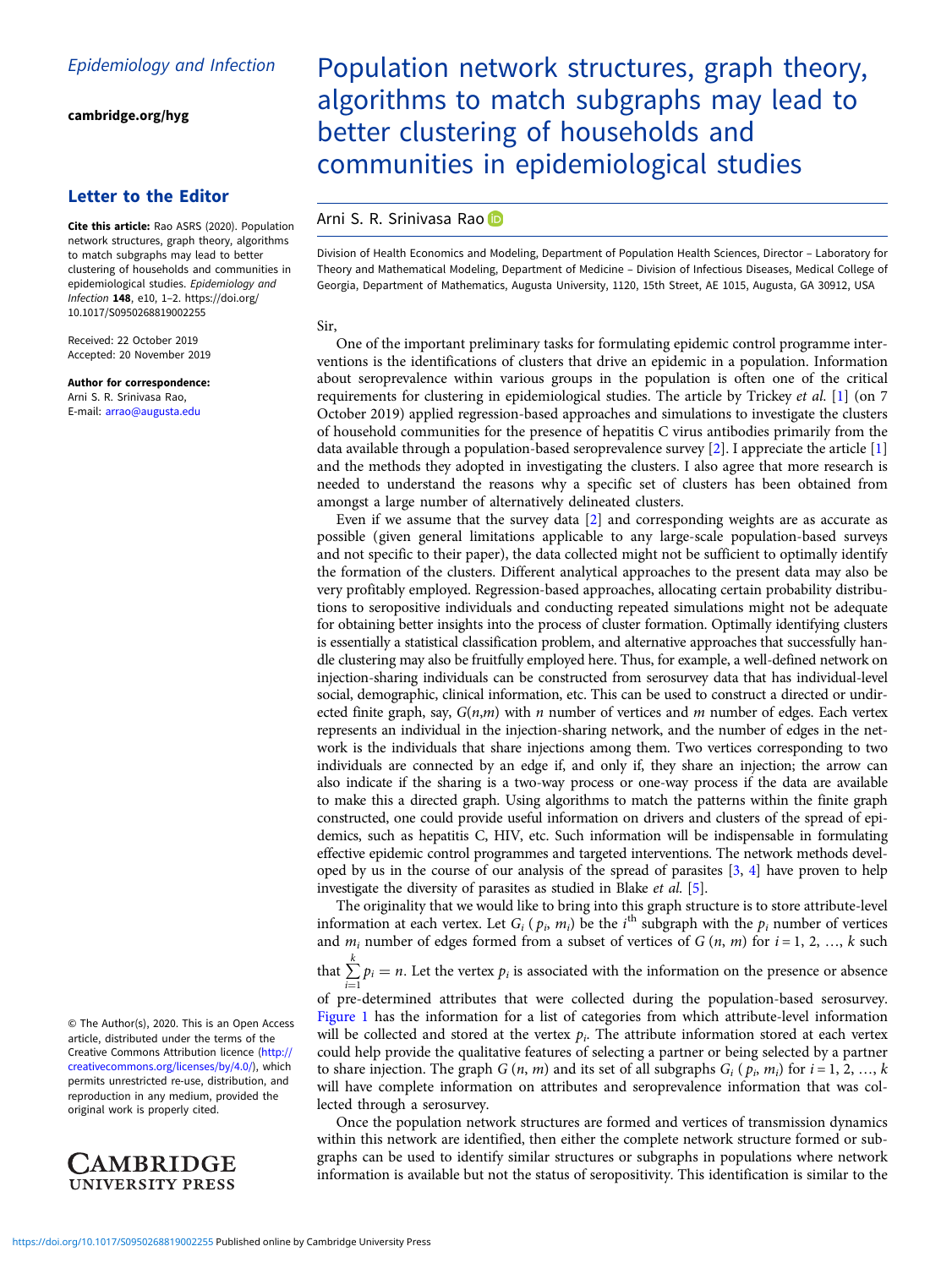Epidemiology and Infection

cambridge.org/hyg

## Letter to the Editor

**Cite this article:** Rao ASRS (2020). Population network structures, graph theory, algorithms to match subgraphs may lead to better clustering of households and communities in epidemiological studies. *Epidemiology and Infection* **148**, e10, 1–2. https://doi.org/10.1017/S0950268819002255

Received: 22 October 2019
Accepted: 20 November 2019

**Author for correspondence:**
Arni S. R. Srinivasa Rao,
E-mail: arrao@augusta.edu

© The Author(s), 2020. This is an Open Access article, distributed under the terms of the Creative Commons Attribution licence (http://creativecommons.org/licenses/by/4.0/), which permits unrestricted re-use, distribution, and reproduction in any medium, provided the original work is properly cited.

# Population network structures, graph theory, algorithms to match subgraphs may lead to better clustering of households and communities in epidemiological studies

Arni S. R. Srinivasa Rao

Division of Health Economics and Modeling, Department of Population Health Sciences, Director – Laboratory for Theory and Mathematical Modeling, Department of Medicine – Division of Infectious Diseases, Medical College of Georgia, Department of Mathematics, Augusta University, 1120, 15th Street, AE 1015, Augusta, GA 30912, USA

Sir,

One of the important preliminary tasks for formulating epidemic control programme interventions is the identifications of clusters that drive an epidemic in a population. Information about seroprevalence within various groups in the population is often one of the critical requirements for clustering in epidemiological studies. The article by Trickey *et al.* [1] (on 7 October 2019) applied regression-based approaches and simulations to investigate the clusters of household communities for the presence of hepatitis C virus antibodies primarily from the data available through a population-based seroprevalence survey [2]. I appreciate the article [1] and the methods they adopted in investigating the clusters. I also agree that more research is needed to understand the reasons why a specific set of clusters has been obtained from amongst a large number of alternatively delineated clusters.

Even if we assume that the survey data [2] and corresponding weights are as accurate as possible (given general limitations applicable to any large-scale population-based surveys and not specific to their paper), the data collected might not be sufficient to optimally identify the formation of the clusters. Different analytical approaches to the present data may also be very profitably employed. Regression-based approaches, allocating certain probability distributions to seropositive individuals and conducting repeated simulations might not be adequate for obtaining better insights into the process of cluster formation. Optimally identifying clusters is essentially a statistical classification problem, and alternative approaches that successfully handle clustering may also be fruitfully employed here. Thus, for example, a well-defined network on injection-sharing individuals can be constructed from serosurvey data that has individual-level social, demographic, clinical information, etc. This can be used to construct a directed or undirected finite graph, say, $G(n,m)$ with $n$ number of vertices and $m$ number of edges. Each vertex represents an individual in the injection-sharing network, and the number of edges in the network is the individuals that share injections among them. Two vertices corresponding to two individuals are connected by an edge if, and only if, they share an injection; the arrow can also indicate if the sharing is a two-way process or one-way process if the data are available to make this a directed graph. Using algorithms to match the patterns within the finite graph constructed, one could provide useful information on drivers and clusters of the spread of epidemics, such as hepatitis C, HIV, etc. Such information will be indispensable in formulating effective epidemic control programmes and targeted interventions. The network methods developed by us in the course of our analysis of the spread of parasites [3, 4] have proven to help investigate the diversity of parasites as studied in Blake *et al.* [5].

The originality that we would like to bring into this graph structure is to store attribute-level information at each vertex. Let $G_i\,(p_i, m_i)$ be the $i^{\text{th}}$ subgraph with the $p_i$ number of vertices and $m_i$ number of edges formed from a subset of vertices of $G\,(n, m)$ for $i = 1, 2, \ldots, k$ such that $\sum_{i=1}^{k} p_i = n$. Let the vertex $p_i$ is associated with the information on the presence or absence of pre-determined attributes that were collected during the population-based serosurvey. Figure 1 has the information for a list of categories from which attribute-level information will be collected and stored at the vertex $p_i$. The attribute information stored at each vertex could help provide the qualitative features of selecting a partner or being selected by a partner to share injection. The graph $G\,(n, m)$ and its set of all subgraphs $G_i\,(p_i, m_i)$ for $i = 1, 2, \ldots, k$ will have complete information on attributes and seroprevalence information that was collected through a serosurvey.

Once the population network structures are formed and vertices of transmission dynamics within this network are identified, then either the complete network structure formed or subgraphs can be used to identify similar structures or subgraphs in populations where network information is available but not the status of seropositivity. This identification is similar to the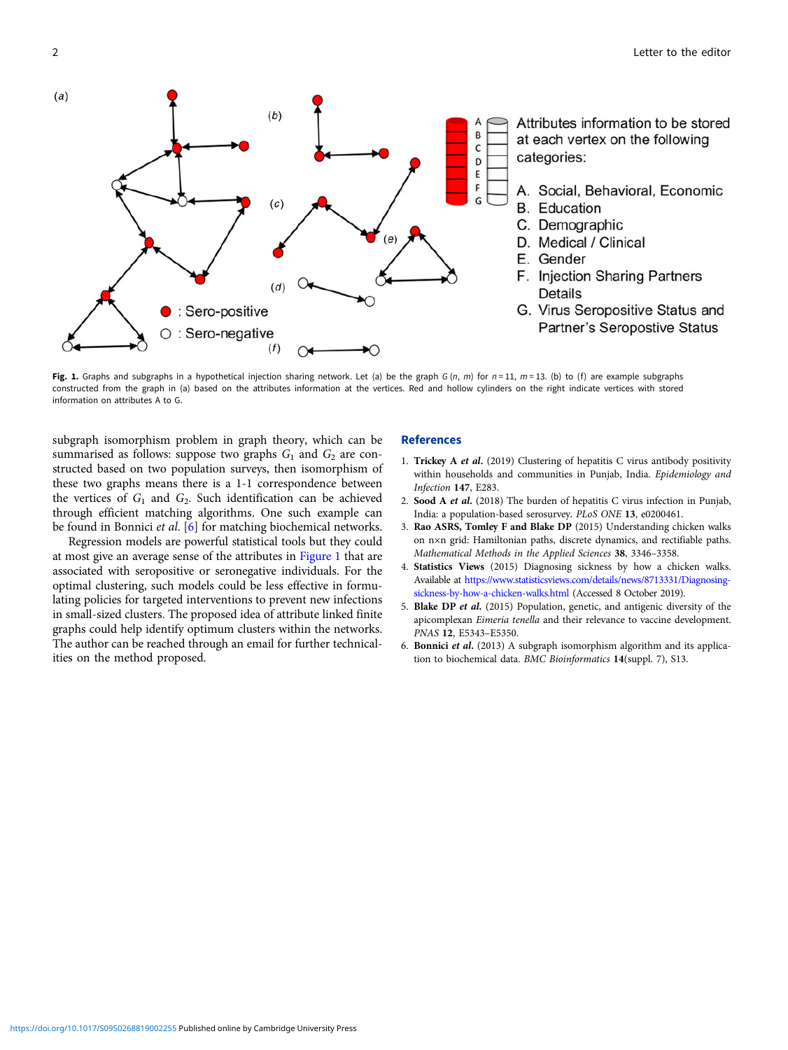(a)

(b)

(c)

(d)

(e)

(f)

: Sero-positive

: Sero-negative

A B C D E F G

Attributes information to be stored at each vertex on the following categories:

A. Social, Behavioral, Economic
B. Education
C. Demographic
D. Medical / Clinical
E. Gender
F. Injection Sharing Partners Details
G. Virus Seropositive Status and Partner's Seropostive Status

**Fig. 1.** Graphs and subgraphs in a hypothetical injection sharing network. Let (a) be the graph $G(n, m)$ for $n = 11$, $m = 13$. (b) to (f) are example subgraphs constructed from the graph in (a) based on the attributes information at the vertices. Red and hollow cylinders on the right indicate vertices with stored information on attributes A to G.

subgraph isomorphism problem in graph theory, which can be summarised as follows: suppose two graphs $G_1$ and $G_2$ are constructed based on two population surveys, then isomorphism of these two graphs means there is a 1-1 correspondence between the vertices of $G_1$ and $G_2$. Such identification can be achieved through efficient matching algorithms. One such example can be found in Bonnici *et al*. [6] for matching biochemical networks.

Regression models are powerful statistical tools but they could at most give an average sense of the attributes in Figure 1 that are associated with seropositive or seronegative individuals. For the optimal clustering, such models could be less effective in formulating policies for targeted interventions to prevent new infections in small-sized clusters. The proposed idea of attribute linked finite graphs could help identify optimum clusters within the networks. The author can be reached through an email for further technicalities on the method proposed.

## References

1. **Trickey A *et al*.** (2019) Clustering of hepatitis C virus antibody positivity within households and communities in Punjab, India. *Epidemiology and Infection* **147**, E283.
2. **Sood A *et al*.** (2018) The burden of hepatitis C virus infection in Punjab, India: a population-based serosurvey. *PLoS ONE* **13**, e0200461.
3. **Rao ASRS, Tomley F and Blake DP** (2015) Understanding chicken walks on n×n grid: Hamiltonian paths, discrete dynamics, and rectifiable paths. *Mathematical Methods in the Applied Sciences* **38**, 3346–3358.
4. **Statistics Views** (2015) Diagnosing sickness by how a chicken walks. Available at https://www.statisticsviews.com/details/news/8713331/Diagnosing-sickness-by-how-a-chicken-walks.html (Accessed 8 October 2019).
5. **Blake DP *et al*.** (2015) Population, genetic, and antigenic diversity of the apicomplexan *Eimeria tenella* and their relevance to vaccine development. *PNAS* **12**, E5343–E5350.
6. **Bonnici *et al*.** (2013) A subgraph isomorphism algorithm and its application to biochemical data. *BMC Bioinformatics* **14**(suppl. 7), S13.